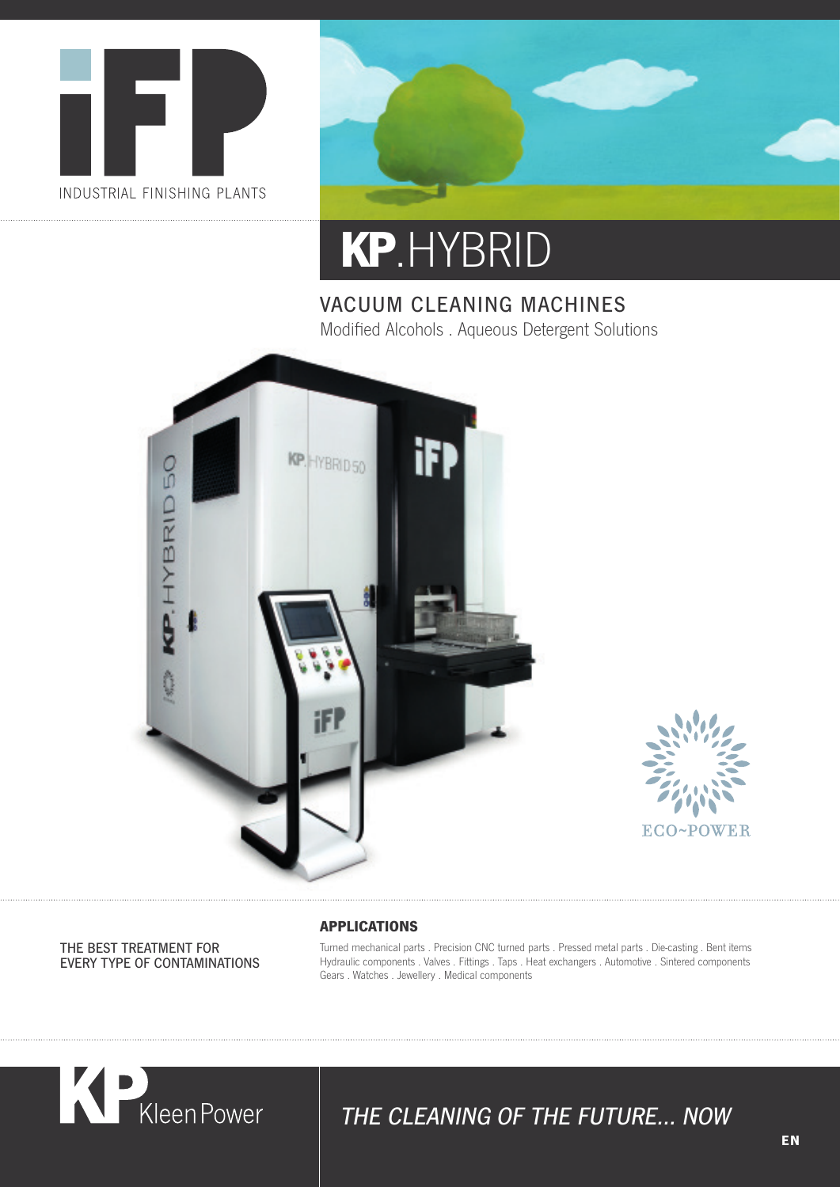iFP

INDUSTRIAL FINISHING PLANTS

# KP.HYBRID

## VACUUM CLEANING MACHINES

Modified Alcohols . Aqueous Detergent Solutions

ECO~POWER

THE BEST TREATMENT FOR EVERY TYPE OF CONTAMINATIONS

### APPLICATIONS

Turned mechanical parts . Precision CNC turned parts . Pressed metal parts . Die-casting . Bent items
Hydraulic components . Valves . Fittings . Taps . Heat exchangers . Automotive . Sintered components
Gears . Watches . Jewellery . Medical components

KP KleenPower

*THE CLEANING OF THE FUTURE... NOW*

EN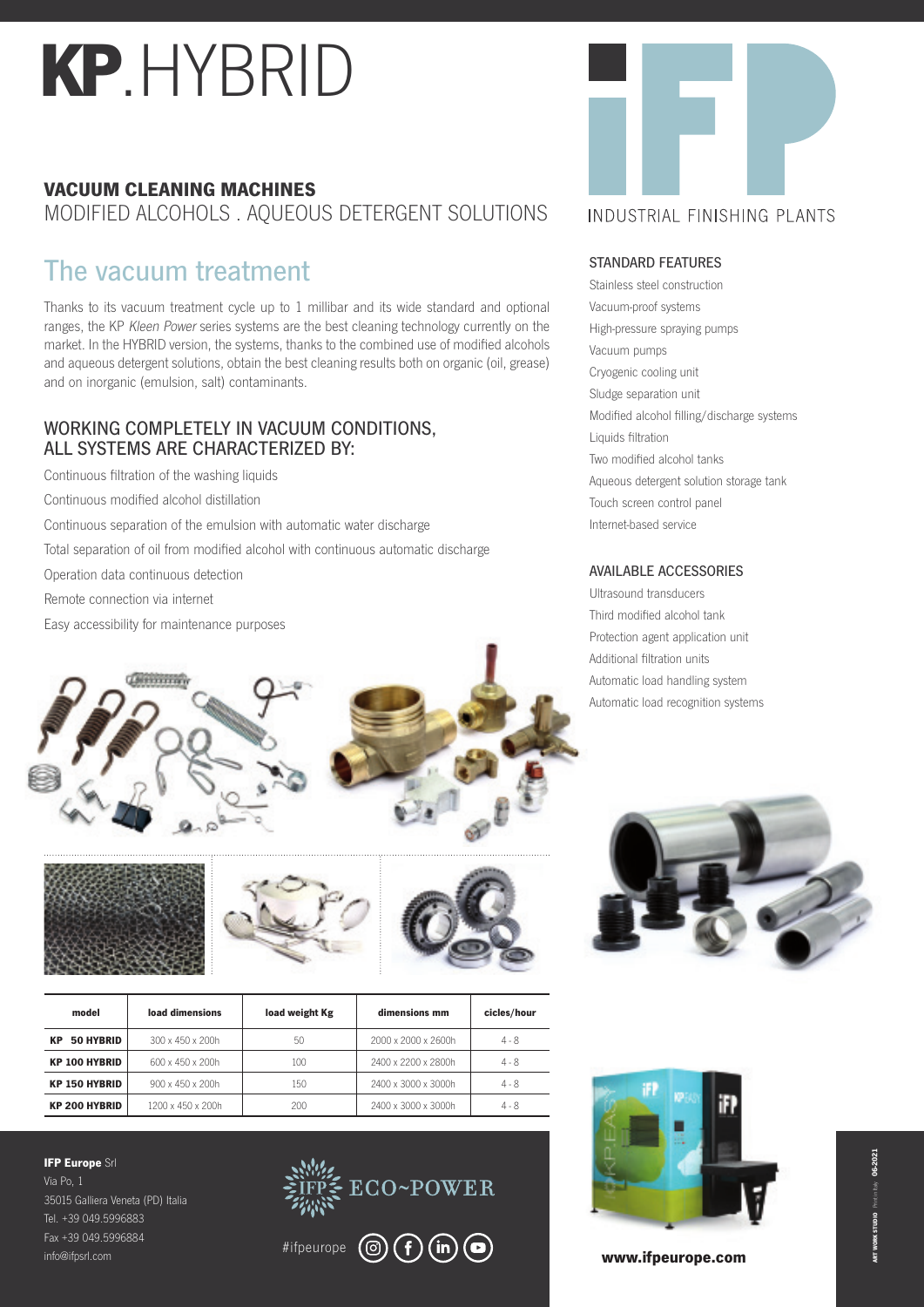# KP.HYBRID

**VACUUM CLEANING MACHINES**
MODIFIED ALCOHOLS . AQUEOUS DETERGENT SOLUTIONS

## The vacuum treatment

Thanks to its vacuum treatment cycle up to 1 millibar and its wide standard and optional ranges, the KP *Kleen Power* series systems are the best cleaning technology currently on the market. In the HYBRID version, the systems, thanks to the combined use of modified alcohols and aqueous detergent solutions, obtain the best cleaning results both on organic (oil, grease) and on inorganic (emulsion, salt) contaminants.

### WORKING COMPLETELY IN VACUUM CONDITIONS, ALL SYSTEMS ARE CHARACTERIZED BY:

- Continuous filtration of the washing liquids
- Continuous modified alcohol distillation
- Continuous separation of the emulsion with automatic water discharge
- Total separation of oil from modified alcohol with continuous automatic discharge
- Operation data continuous detection
- Remote connection via internet
- Easy accessibility for maintenance purposes

| model | load dimensions | load weight Kg | dimensions mm | cicles/hour |
|---|---|---|---|---|
| KP 50 HYBRID | 300 x 450 x 200h | 50 | 2000 x 2000 x 2600h | 4 - 8 |
| KP 100 HYBRID | 600 x 450 x 200h | 100 | 2400 x 2200 x 2800h | 4 - 8 |
| KP 150 HYBRID | 900 x 450 x 200h | 150 | 2400 x 3000 x 3000h | 4 - 8 |
| KP 200 HYBRID | 1200 x 450 x 200h | 200 | 2400 x 3000 x 3000h | 4 - 8 |

iFP
INDUSTRIAL FINISHING PLANTS

### STANDARD FEATURES

- Stainless steel construction
- Vacuum-proof systems
- High-pressure spraying pumps
- Vacuum pumps
- Cryogenic cooling unit
- Sludge separation unit
- Modified alcohol filling/discharge systems
- Liquids filtration
- Two modified alcohol tanks
- Aqueous detergent solution storage tank
- Touch screen control panel
- Internet-based service

### AVAILABLE ACCESSORIES

- Ultrasound transducers
- Third modified alcohol tank
- Protection agent application unit
- Additional filtration units
- Automatic load handling system
- Automatic load recognition systems

**IFP Europe** Srl
Via Po, 1
35015 Galliera Veneta (PD) Italia
Tel. +39 049.5996883
Fax +39 049.5996884
info@ifpsrl.com

IFP ECO~POWER

#ifpeurope

**www.ifpeurope.com**

ART WORK STUDIO Print in Italy 06-2021